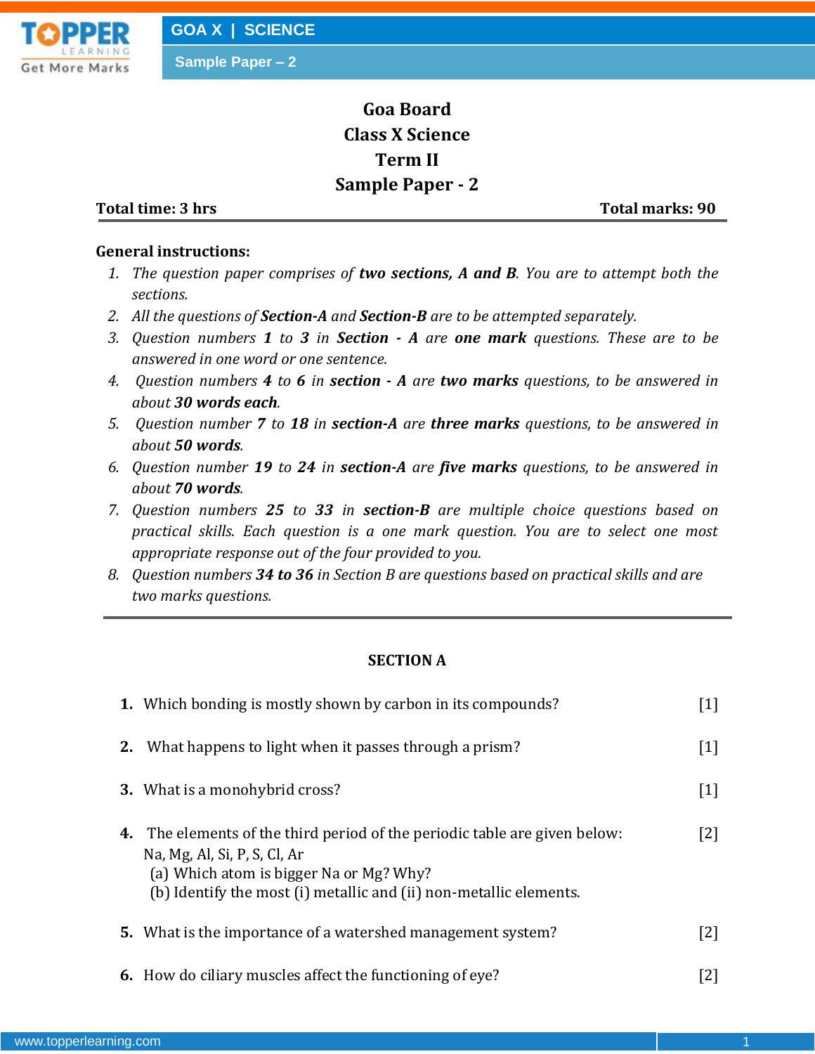# Goa Board
# Class X Science
# Term II
# Sample Paper - 2

**Total time: 3 hrs** **Total marks: 90**

---

**General instructions:**

1. *The question paper comprises of **two sections, A and B**. You are to attempt both the sections.*
2. *All the questions of **Section-A** and **Section-B** are to be attempted separately.*
3. *Question numbers **1** to **3** in **Section - A** are **one mark** questions. These are to be answered in one word or one sentence.*
4. *Question numbers **4** to **6** in **section - A** are **two marks** questions, to be answered in about **30 words each**.*
5. *Question number **7** to **18** in **section-A** are **three marks** questions, to be answered in about **50 words**.*
6. *Question number **19** to **24** in **section-A** are **five marks** questions, to be answered in about **70 words**.*
7. *Question numbers **25** to **33** in **section-B** are multiple choice questions based on practical skills. Each question is a one mark question. You are to select one most appropriate response out of the four provided to you.*
8. *Question numbers **34 to 36** in Section B are questions based on practical skills and are two marks questions.*

---

## SECTION A

**1.** Which bonding is mostly shown by carbon in its compounds? [1]

**2.** What happens to light when it passes through a prism? [1]

**3.** What is a monohybrid cross? [1]

**4.** The elements of the third period of the periodic table are given below: [2]
Na, Mg, Al, Si, P, S, Cl, Ar
(a) Which atom is bigger Na or Mg? Why?
(b) Identify the most (i) metallic and (ii) non-metallic elements.

**5.** What is the importance of a watershed management system? [2]

**6.** How do ciliary muscles affect the functioning of eye? [2]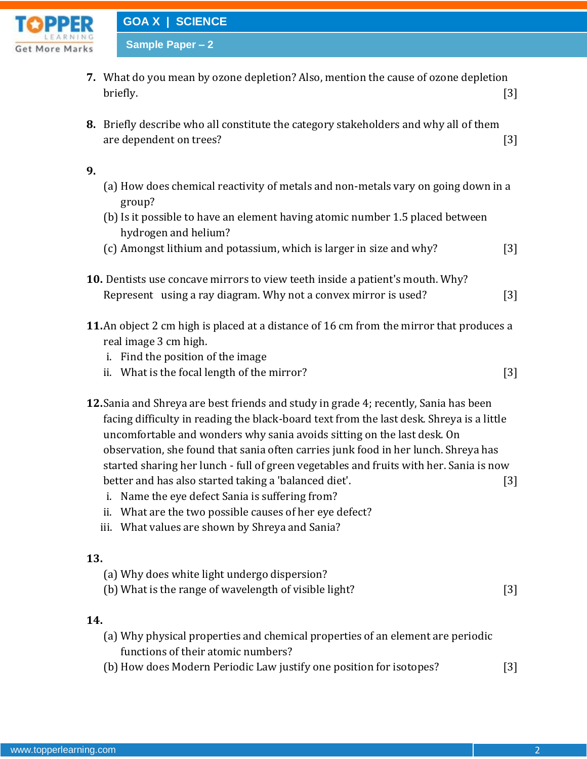**7.** What do you mean by ozone depletion? Also, mention the cause of ozone depletion briefly. [3]

**8.** Briefly describe who all constitute the category stakeholders and why all of them are dependent on trees? [3]

**9.**

(a) How does chemical reactivity of metals and non-metals vary on going down in a group?

(b) Is it possible to have an element having atomic number 1.5 placed between hydrogen and helium?

(c) Amongst lithium and potassium, which is larger in size and why? [3]

**10.** Dentists use concave mirrors to view teeth inside a patient's mouth. Why? Represent using a ray diagram. Why not a convex mirror is used? [3]

**11.** An object 2 cm high is placed at a distance of 16 cm from the mirror that produces a real image 3 cm high.

i. Find the position of the image

ii. What is the focal length of the mirror? [3]

**12.** Sania and Shreya are best friends and study in grade 4; recently, Sania has been facing difficulty in reading the black-board text from the last desk. Shreya is a little uncomfortable and wonders why sania avoids sitting on the last desk. On observation, she found that sania often carries junk food in her lunch. Shreya has started sharing her lunch - full of green vegetables and fruits with her. Sania is now better and has also started taking a 'balanced diet'. [3]

i. Name the eye defect Sania is suffering from?

ii. What are the two possible causes of her eye defect?

iii. What values are shown by Shreya and Sania?

**13.**

(a) Why does white light undergo dispersion?

(b) What is the range of wavelength of visible light? [3]

**14.**

(a) Why physical properties and chemical properties of an element are periodic functions of their atomic numbers?

(b) How does Modern Periodic Law justify one position for isotopes? [3]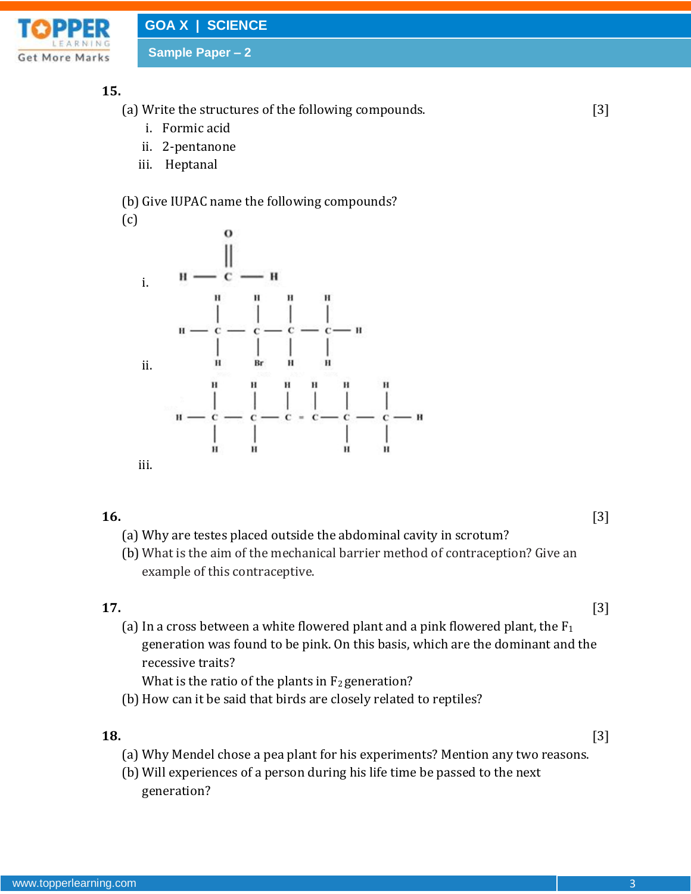**15.**

(a) Write the structures of the following compounds. [3]

  i. Formic acid

  ii. 2-pentanone

  iii. Heptanal

(b) Give IUPAC name the following compounds?

(c)

i.

```
        O
        ||
  H  —  C  —  H
```

ii.

```
      H     H     H     H
      |     |     |     |
 H —  C  —  C  —  C  —  C — H
      |     |     |     |
      H     Br    H     H
```

iii.

```
      H      H     H    H     H      H
      |      |     |    |     |      |
 H —  C  —   C  —  C  = C  —  C  —   C — H
      |      |                |      |
      H      H                H      H
```

**16.** [3]

(a) Why are testes placed outside the abdominal cavity in scrotum?

(b) What is the aim of the mechanical barrier method of contraception? Give an example of this contraceptive.

**17.** [3]

(a) In a cross between a white flowered plant and a pink flowered plant, the $F_1$ generation was found to be pink. On this basis, which are the dominant and the recessive traits?

What is the ratio of the plants in $F_2$ generation?

(b) How can it be said that birds are closely related to reptiles?

**18.** [3]

(a) Why Mendel chose a pea plant for his experiments? Mention any two reasons.

(b) Will experiences of a person during his life time be passed to the next generation?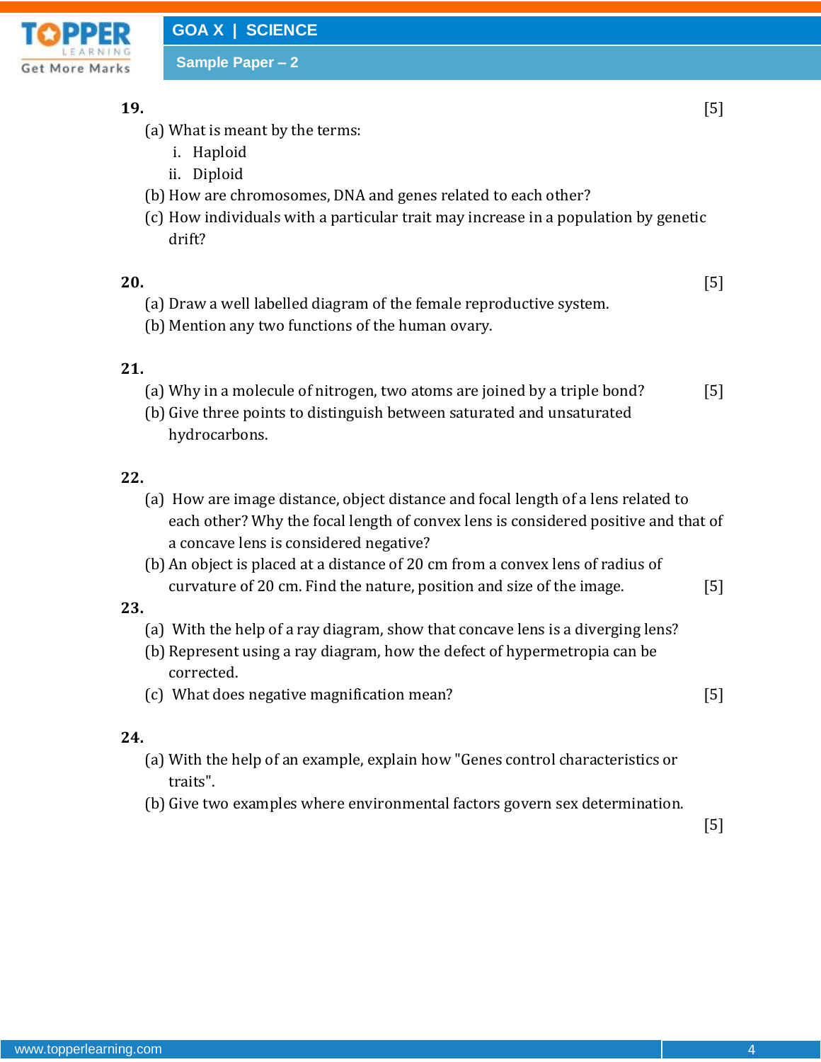**19.** [5]

(a) What is meant by the terms:

i. Haploid

ii. Diploid

(b) How are chromosomes, DNA and genes related to each other?

(c) How individuals with a particular trait may increase in a population by genetic drift?

**20.** [5]

(a) Draw a well labelled diagram of the female reproductive system.

(b) Mention any two functions of the human ovary.

**21.**

(a) Why in a molecule of nitrogen, two atoms are joined by a triple bond? [5]

(b) Give three points to distinguish between saturated and unsaturated hydrocarbons.

**22.**

(a) How are image distance, object distance and focal length of a lens related to each other? Why the focal length of convex lens is considered positive and that of a concave lens is considered negative?

(b) An object is placed at a distance of 20 cm from a convex lens of radius of curvature of 20 cm. Find the nature, position and size of the image. [5]

**23.**

(a) With the help of a ray diagram, show that concave lens is a diverging lens?

(b) Represent using a ray diagram, how the defect of hypermetropia can be corrected.

(c) What does negative magnification mean? [5]

**24.**

(a) With the help of an example, explain how "Genes control characteristics or traits".

(b) Give two examples where environmental factors govern sex determination.

[5]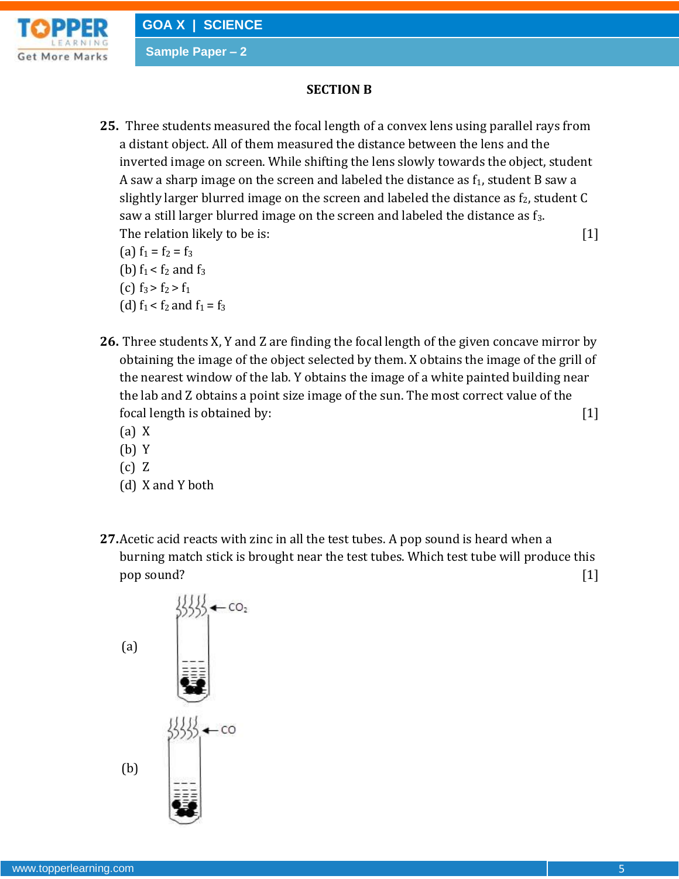## SECTION B

**25.** Three students measured the focal length of a convex lens using parallel rays from a distant object. All of them measured the distance between the lens and the inverted image on screen. While shifting the lens slowly towards the object, student A saw a sharp image on the screen and labeled the distance as $f_1$, student B saw a slightly larger blurred image on the screen and labeled the distance as $f_2$, student C saw a still larger blurred image on the screen and labeled the distance as $f_3$.
The relation likely to be is: [1]

(a) $f_1 = f_2 = f_3$
(b) $f_1 < f_2$ and $f_3$
(c) $f_3 > f_2 > f_1$
(d) $f_1 < f_2$ and $f_1 = f_3$

**26.** Three students X, Y and Z are finding the focal length of the given concave mirror by obtaining the image of the object selected by them. X obtains the image of the grill of the nearest window of the lab. Y obtains the image of a white painted building near the lab and Z obtains a point size image of the sun. The most correct value of the focal length is obtained by: [1]

(a) X
(b) Y
(c) Z
(d) X and Y both

**27.** Acetic acid reacts with zinc in all the test tubes. A pop sound is heard when a burning match stick is brought near the test tubes. Which test tube will produce this pop sound? [1]

(a) ← $CO_2$

(b) ← CO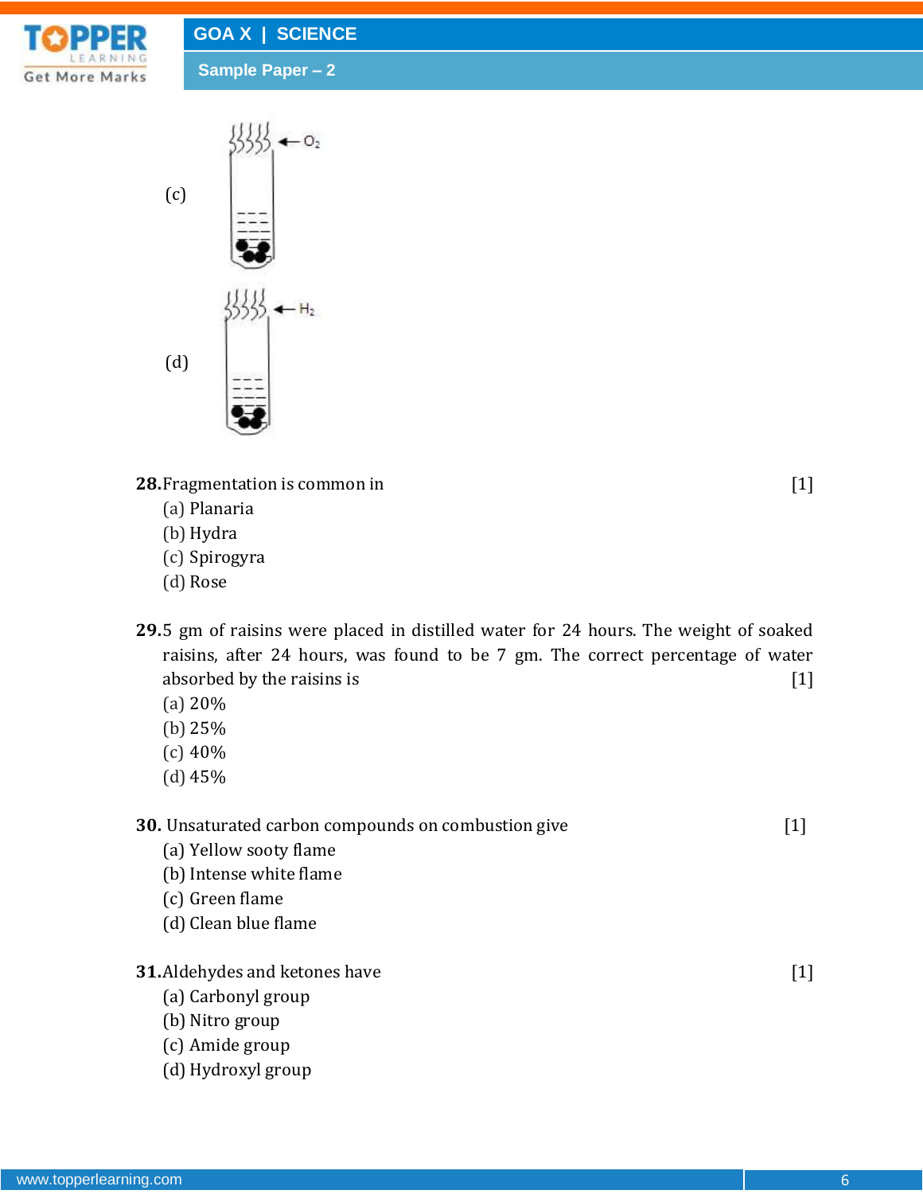(c)

(d)

**28.** Fragmentation is common in [1]

(a) Planaria

(b) Hydra

(c) Spirogyra

(d) Rose

**29.** 5 gm of raisins were placed in distilled water for 24 hours. The weight of soaked raisins, after 24 hours, was found to be 7 gm. The correct percentage of water absorbed by the raisins is [1]

(a) 20%

(b) 25%

(c) 40%

(d) 45%

**30.** Unsaturated carbon compounds on combustion give [1]

(a) Yellow sooty flame

(b) Intense white flame

(c) Green flame

(d) Clean blue flame

**31.** Aldehydes and ketones have [1]

(a) Carbonyl group

(b) Nitro group

(c) Amide group

(d) Hydroxyl group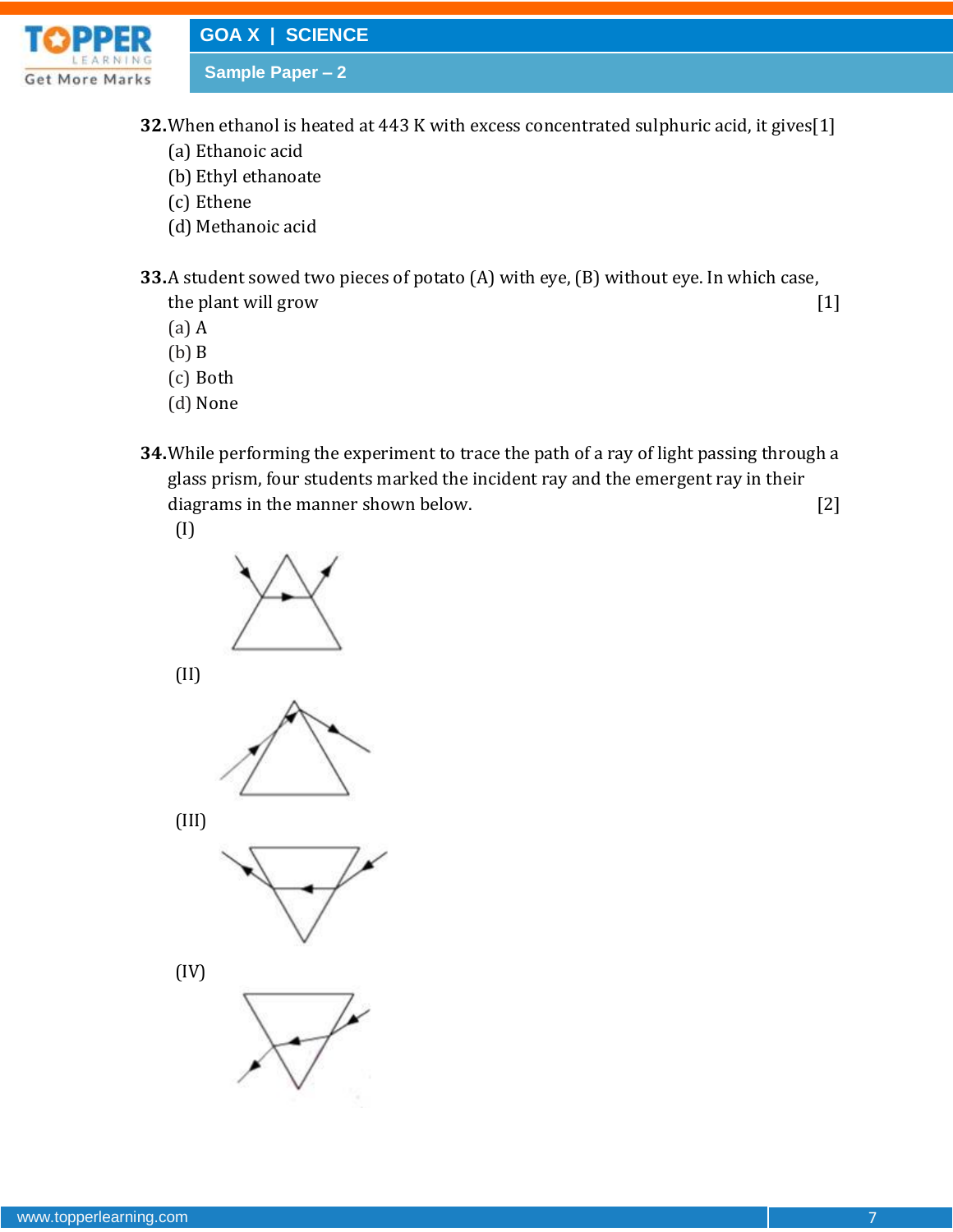**32.** When ethanol is heated at 443 K with excess concentrated sulphuric acid, it gives[1]

(a) Ethanoic acid

(b) Ethyl ethanoate

(c) Ethene

(d) Methanoic acid

**33.** A student sowed two pieces of potato (A) with eye, (B) without eye. In which case, the plant will grow [1]

(a) A

(b) B

(c) Both

(d) None

**34.** While performing the experiment to trace the path of a ray of light passing through a glass prism, four students marked the incident ray and the emergent ray in their diagrams in the manner shown below. [2]

(I)

(II)

(III)

(IV)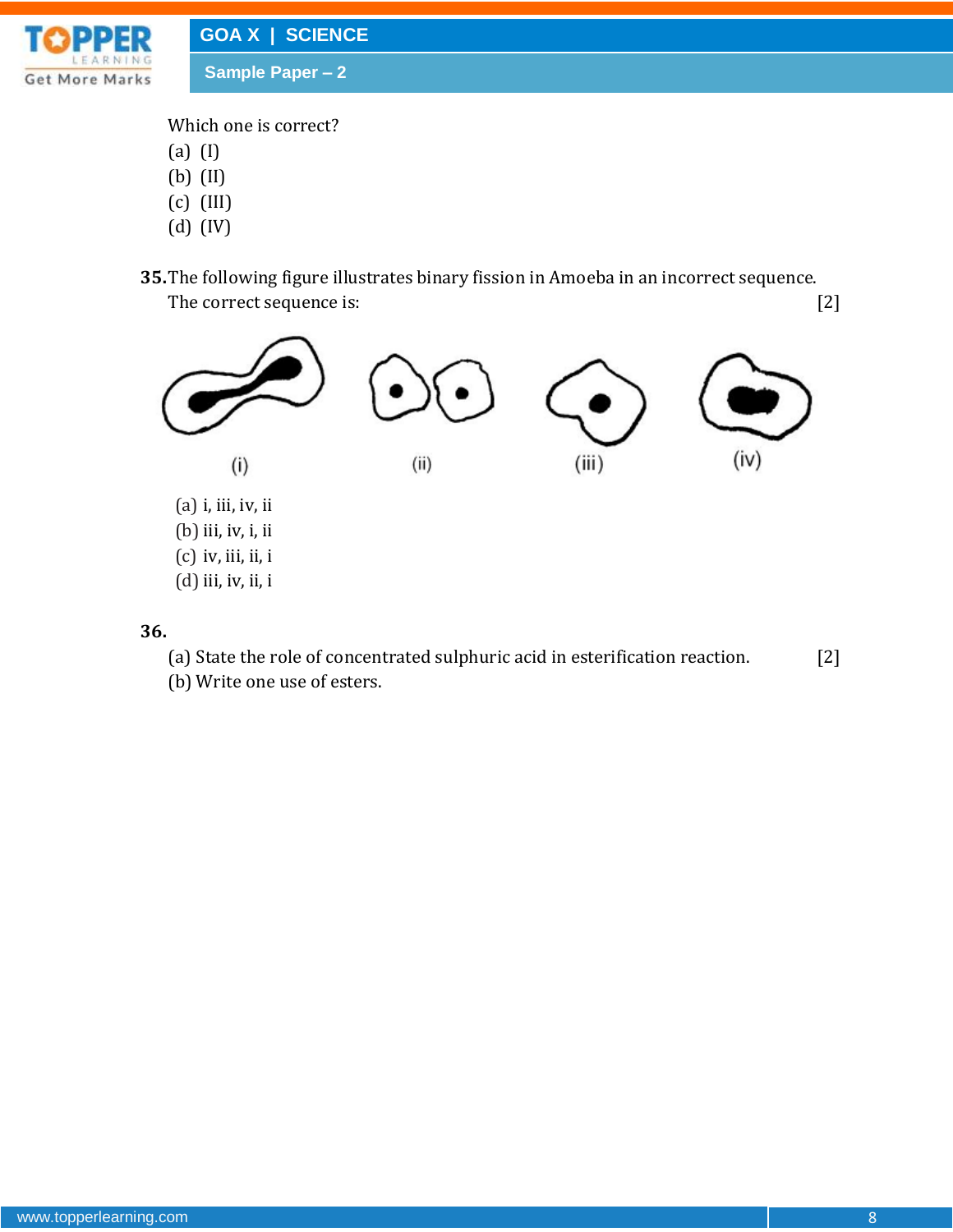Which one is correct?

(a) (I)
(b) (II)
(c) (III)
(d) (IV)

**35.** The following figure illustrates binary fission in Amoeba in an incorrect sequence. The correct sequence is: [2]

(i) (ii) (iii) (iv)

(a) i, iii, iv, ii
(b) iii, iv, i, ii
(c) iv, iii, ii, i
(d) iii, iv, ii, i

**36.**

(a) State the role of concentrated sulphuric acid in esterification reaction. [2]
(b) Write one use of esters.